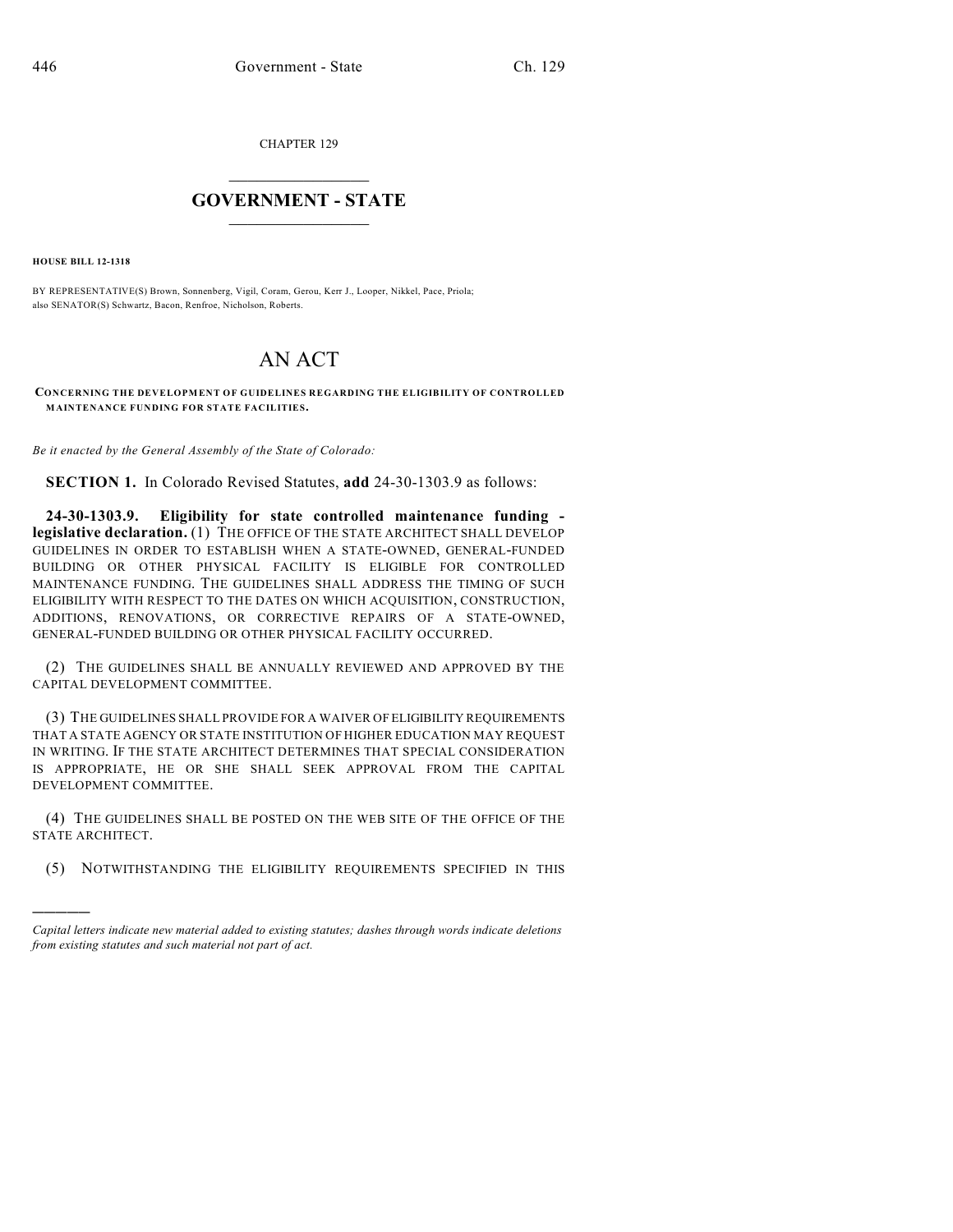CHAPTER 129

# GOVERNMENT - STATE

**HOUSE BILL 12-1318**

BY REPRESENTATIVE(S) Brown, Sonnenberg, Vigil, Coram, Gerou, Kerr J., Looper, Nikkel, Pace, Priola;
also SENATOR(S) Schwartz, Bacon, Renfroe, Nicholson, Roberts.

# AN ACT

**CONCERNING THE DEVELOPMENT OF GUIDELINES REGARDING THE ELIGIBILITY OF CONTROLLED MAINTENANCE FUNDING FOR STATE FACILITIES.**

*Be it enacted by the General Assembly of the State of Colorado:*

**SECTION 1.** In Colorado Revised Statutes, **add** 24-30-1303.9 as follows:

**24-30-1303.9. Eligibility for state controlled maintenance funding - legislative declaration.** (1) THE OFFICE OF THE STATE ARCHITECT SHALL DEVELOP GUIDELINES IN ORDER TO ESTABLISH WHEN A STATE-OWNED, GENERAL-FUNDED BUILDING OR OTHER PHYSICAL FACILITY IS ELIGIBLE FOR CONTROLLED MAINTENANCE FUNDING. THE GUIDELINES SHALL ADDRESS THE TIMING OF SUCH ELIGIBILITY WITH RESPECT TO THE DATES ON WHICH ACQUISITION, CONSTRUCTION, ADDITIONS, RENOVATIONS, OR CORRECTIVE REPAIRS OF A STATE-OWNED, GENERAL-FUNDED BUILDING OR OTHER PHYSICAL FACILITY OCCURRED.

(2) THE GUIDELINES SHALL BE ANNUALLY REVIEWED AND APPROVED BY THE CAPITAL DEVELOPMENT COMMITTEE.

(3) THE GUIDELINES SHALL PROVIDE FOR A WAIVER OF ELIGIBILITY REQUIREMENTS THAT A STATE AGENCY OR STATE INSTITUTION OF HIGHER EDUCATION MAY REQUEST IN WRITING. IF THE STATE ARCHITECT DETERMINES THAT SPECIAL CONSIDERATION IS APPROPRIATE, HE OR SHE SHALL SEEK APPROVAL FROM THE CAPITAL DEVELOPMENT COMMITTEE.

(4) THE GUIDELINES SHALL BE POSTED ON THE WEB SITE OF THE OFFICE OF THE STATE ARCHITECT.

(5) NOTWITHSTANDING THE ELIGIBILITY REQUIREMENTS SPECIFIED IN THIS

---

*Capital letters indicate new material added to existing statutes; dashes through words indicate deletions from existing statutes and such material not part of act.*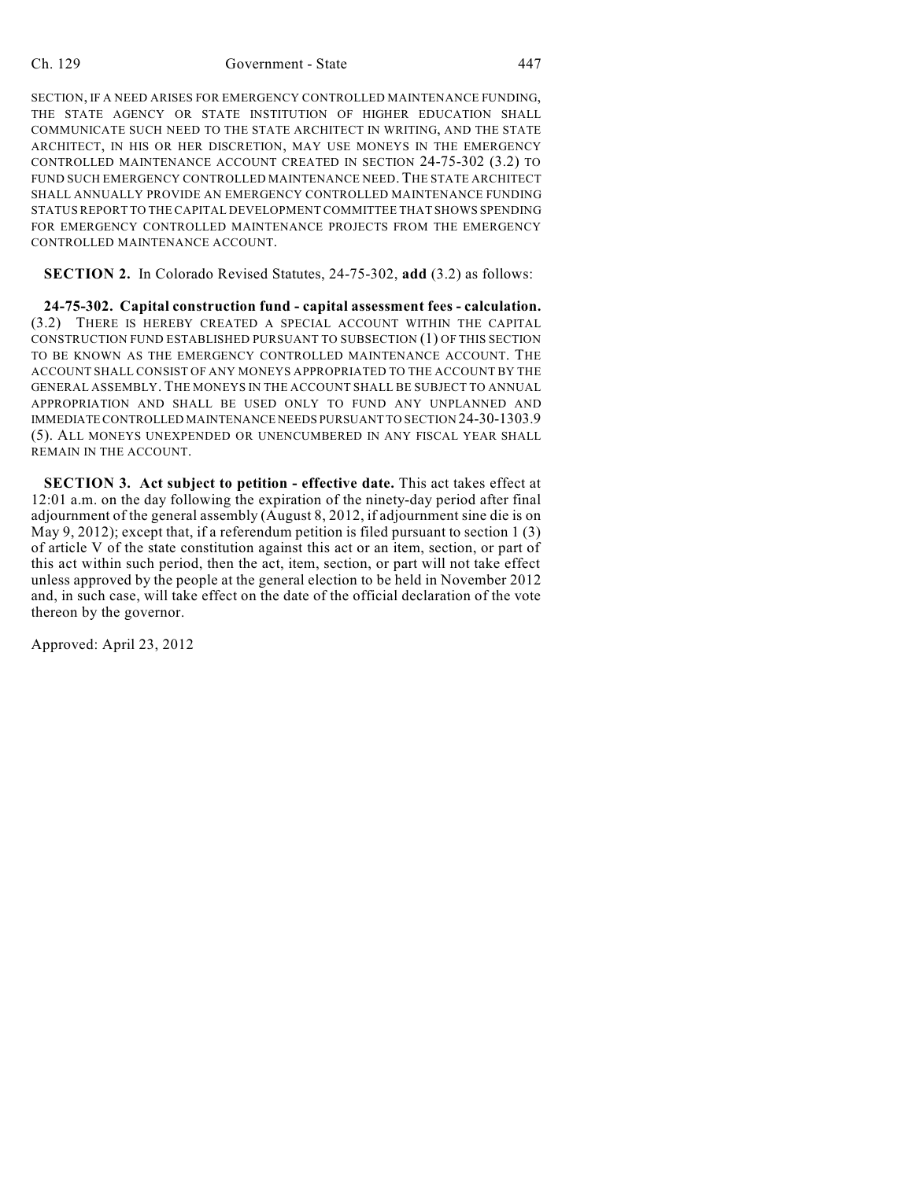SECTION, IF A NEED ARISES FOR EMERGENCY CONTROLLED MAINTENANCE FUNDING, THE STATE AGENCY OR STATE INSTITUTION OF HIGHER EDUCATION SHALL COMMUNICATE SUCH NEED TO THE STATE ARCHITECT IN WRITING, AND THE STATE ARCHITECT, IN HIS OR HER DISCRETION, MAY USE MONEYS IN THE EMERGENCY CONTROLLED MAINTENANCE ACCOUNT CREATED IN SECTION 24-75-302 (3.2) TO FUND SUCH EMERGENCY CONTROLLED MAINTENANCE NEED. THE STATE ARCHITECT SHALL ANNUALLY PROVIDE AN EMERGENCY CONTROLLED MAINTENANCE FUNDING STATUS REPORT TO THE CAPITAL DEVELOPMENT COMMITTEE THAT SHOWS SPENDING FOR EMERGENCY CONTROLLED MAINTENANCE PROJECTS FROM THE EMERGENCY CONTROLLED MAINTENANCE ACCOUNT.

**SECTION 2.** In Colorado Revised Statutes, 24-75-302, **add** (3.2) as follows:

**24-75-302. Capital construction fund - capital assessment fees - calculation.** (3.2) THERE IS HEREBY CREATED A SPECIAL ACCOUNT WITHIN THE CAPITAL CONSTRUCTION FUND ESTABLISHED PURSUANT TO SUBSECTION (1) OF THIS SECTION TO BE KNOWN AS THE EMERGENCY CONTROLLED MAINTENANCE ACCOUNT. THE ACCOUNT SHALL CONSIST OF ANY MONEYS APPROPRIATED TO THE ACCOUNT BY THE GENERAL ASSEMBLY. THE MONEYS IN THE ACCOUNT SHALL BE SUBJECT TO ANNUAL APPROPRIATION AND SHALL BE USED ONLY TO FUND ANY UNPLANNED AND IMMEDIATE CONTROLLED MAINTENANCE NEEDS PURSUANT TO SECTION 24-30-1303.9 (5). ALL MONEYS UNEXPENDED OR UNENCUMBERED IN ANY FISCAL YEAR SHALL REMAIN IN THE ACCOUNT.

**SECTION 3. Act subject to petition - effective date.** This act takes effect at 12:01 a.m. on the day following the expiration of the ninety-day period after final adjournment of the general assembly (August 8, 2012, if adjournment sine die is on May 9, 2012); except that, if a referendum petition is filed pursuant to section 1 (3) of article V of the state constitution against this act or an item, section, or part of this act within such period, then the act, item, section, or part will not take effect unless approved by the people at the general election to be held in November 2012 and, in such case, will take effect on the date of the official declaration of the vote thereon by the governor.

Approved: April 23, 2012